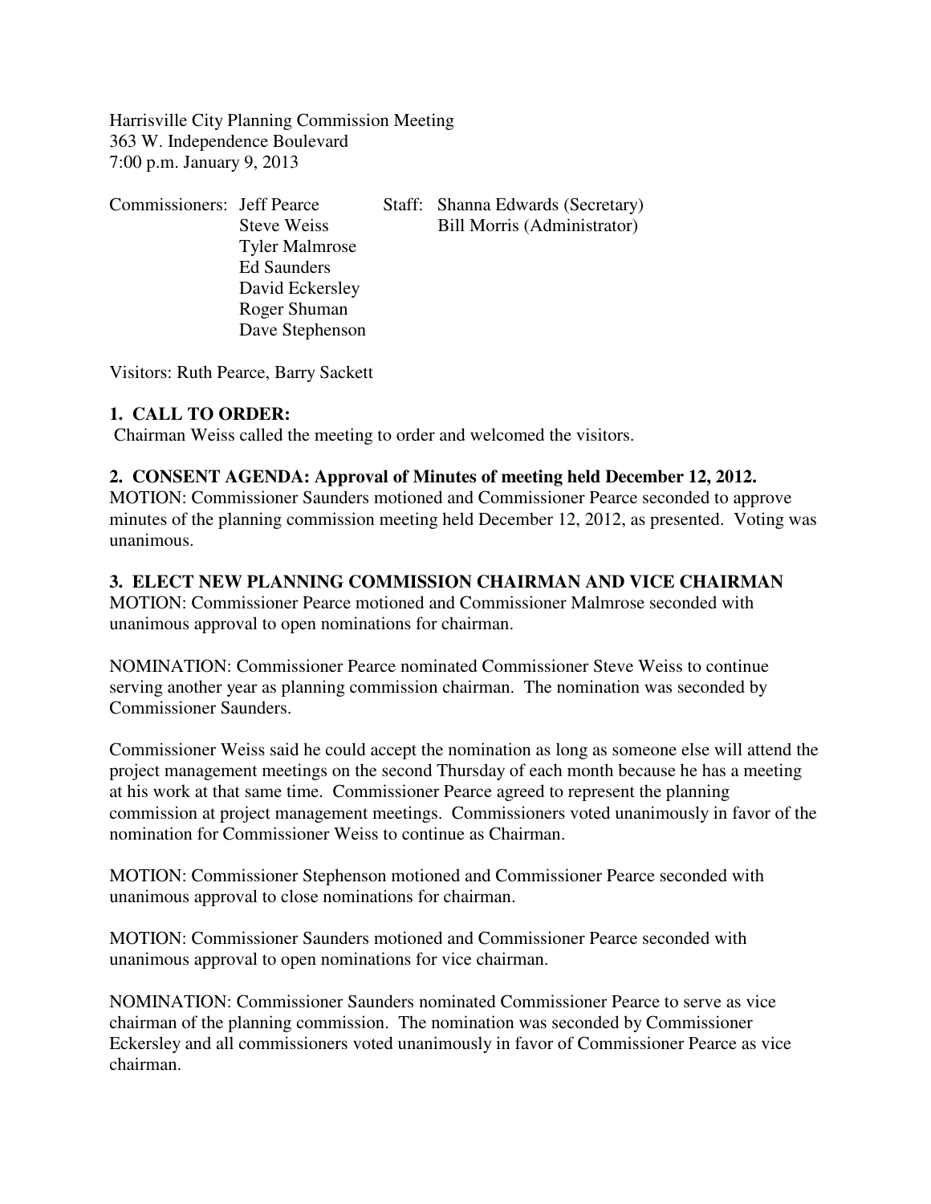Harrisville City Planning Commission Meeting
363 W. Independence Boulevard
7:00 p.m. January 9, 2013

| Commissioners: | | Staff: |
|---|---|---|
| | Jeff Pearce | Shanna Edwards (Secretary) |
| | Steve Weiss | Bill Morris (Administrator) |
| | Tyler Malmrose | |
| | Ed Saunders | |
| | David Eckersley | |
| | Roger Shuman | |
| | Dave Stephenson | |

Visitors: Ruth Pearce, Barry Sackett

**1. CALL TO ORDER:**
Chairman Weiss called the meeting to order and welcomed the visitors.

**2. CONSENT AGENDA: Approval of Minutes of meeting held December 12, 2012.**
MOTION: Commissioner Saunders motioned and Commissioner Pearce seconded to approve minutes of the planning commission meeting held December 12, 2012, as presented. Voting was unanimous.

**3. ELECT NEW PLANNING COMMISSION CHAIRMAN AND VICE CHAIRMAN**
MOTION: Commissioner Pearce motioned and Commissioner Malmrose seconded with unanimous approval to open nominations for chairman.

NOMINATION: Commissioner Pearce nominated Commissioner Steve Weiss to continue serving another year as planning commission chairman. The nomination was seconded by Commissioner Saunders.

Commissioner Weiss said he could accept the nomination as long as someone else will attend the project management meetings on the second Thursday of each month because he has a meeting at his work at that same time. Commissioner Pearce agreed to represent the planning commission at project management meetings. Commissioners voted unanimously in favor of the nomination for Commissioner Weiss to continue as Chairman.

MOTION: Commissioner Stephenson motioned and Commissioner Pearce seconded with unanimous approval to close nominations for chairman.

MOTION: Commissioner Saunders motioned and Commissioner Pearce seconded with unanimous approval to open nominations for vice chairman.

NOMINATION: Commissioner Saunders nominated Commissioner Pearce to serve as vice chairman of the planning commission. The nomination was seconded by Commissioner Eckersley and all commissioners voted unanimously in favor of Commissioner Pearce as vice chairman.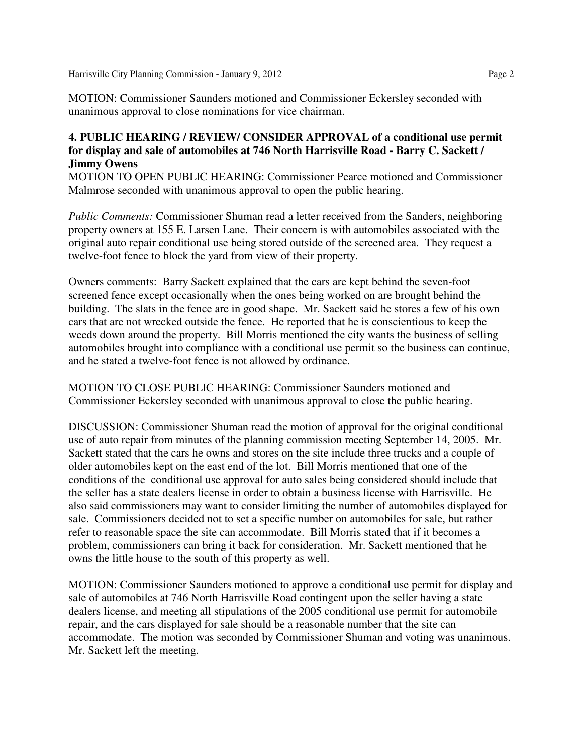MOTION: Commissioner Saunders motioned and Commissioner Eckersley seconded with unanimous approval to close nominations for vice chairman.

**4. PUBLIC HEARING / REVIEW/ CONSIDER APPROVAL of a conditional use permit for display and sale of automobiles at 746 North Harrisville Road - Barry C. Sackett / Jimmy Owens**

MOTION TO OPEN PUBLIC HEARING: Commissioner Pearce motioned and Commissioner Malmrose seconded with unanimous approval to open the public hearing.

*Public Comments:* Commissioner Shuman read a letter received from the Sanders, neighboring property owners at 155 E. Larsen Lane. Their concern is with automobiles associated with the original auto repair conditional use being stored outside of the screened area. They request a twelve-foot fence to block the yard from view of their property.

Owners comments: Barry Sackett explained that the cars are kept behind the seven-foot screened fence except occasionally when the ones being worked on are brought behind the building. The slats in the fence are in good shape. Mr. Sackett said he stores a few of his own cars that are not wrecked outside the fence. He reported that he is conscientious to keep the weeds down around the property. Bill Morris mentioned the city wants the business of selling automobiles brought into compliance with a conditional use permit so the business can continue, and he stated a twelve-foot fence is not allowed by ordinance.

MOTION TO CLOSE PUBLIC HEARING: Commissioner Saunders motioned and Commissioner Eckersley seconded with unanimous approval to close the public hearing.

DISCUSSION: Commissioner Shuman read the motion of approval for the original conditional use of auto repair from minutes of the planning commission meeting September 14, 2005. Mr. Sackett stated that the cars he owns and stores on the site include three trucks and a couple of older automobiles kept on the east end of the lot. Bill Morris mentioned that one of the conditions of the conditional use approval for auto sales being considered should include that the seller has a state dealers license in order to obtain a business license with Harrisville. He also said commissioners may want to consider limiting the number of automobiles displayed for sale. Commissioners decided not to set a specific number on automobiles for sale, but rather refer to reasonable space the site can accommodate. Bill Morris stated that if it becomes a problem, commissioners can bring it back for consideration. Mr. Sackett mentioned that he owns the little house to the south of this property as well.

MOTION: Commissioner Saunders motioned to approve a conditional use permit for display and sale of automobiles at 746 North Harrisville Road contingent upon the seller having a state dealers license, and meeting all stipulations of the 2005 conditional use permit for automobile repair, and the cars displayed for sale should be a reasonable number that the site can accommodate. The motion was seconded by Commissioner Shuman and voting was unanimous. Mr. Sackett left the meeting.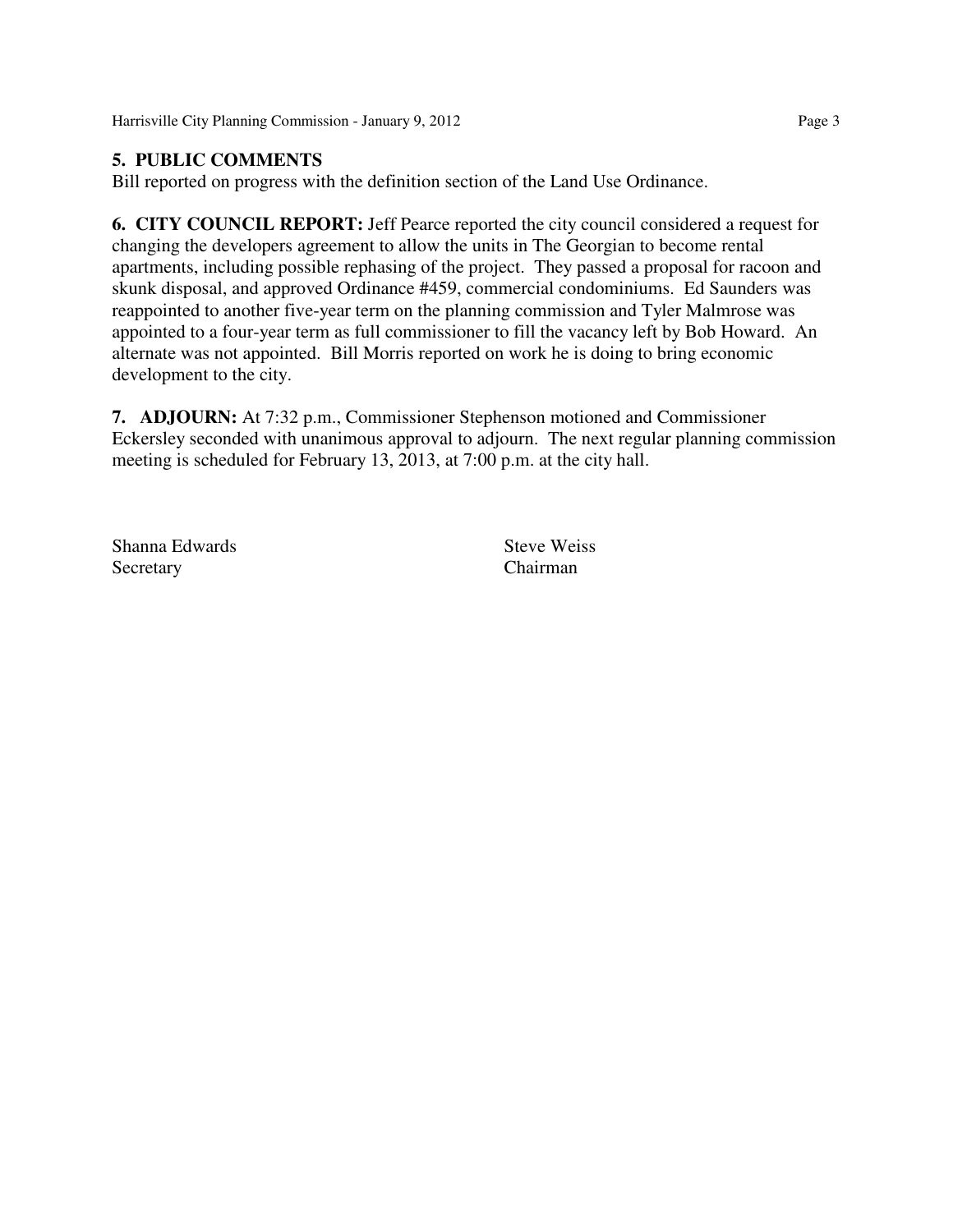**5. PUBLIC COMMENTS**
Bill reported on progress with the definition section of the Land Use Ordinance.

**6. CITY COUNCIL REPORT:** Jeff Pearce reported the city council considered a request for changing the developers agreement to allow the units in The Georgian to become rental apartments, including possible rephasing of the project. They passed a proposal for racoon and skunk disposal, and approved Ordinance #459, commercial condominiums. Ed Saunders was reappointed to another five-year term on the planning commission and Tyler Malmrose was appointed to a four-year term as full commissioner to fill the vacancy left by Bob Howard. An alternate was not appointed. Bill Morris reported on work he is doing to bring economic development to the city.

**7. ADJOURN:** At 7:32 p.m., Commissioner Stephenson motioned and Commissioner Eckersley seconded with unanimous approval to adjourn. The next regular planning commission meeting is scheduled for February 13, 2013, at 7:00 p.m. at the city hall.

Shanna Edwards
Secretary

Steve Weiss
Chairman